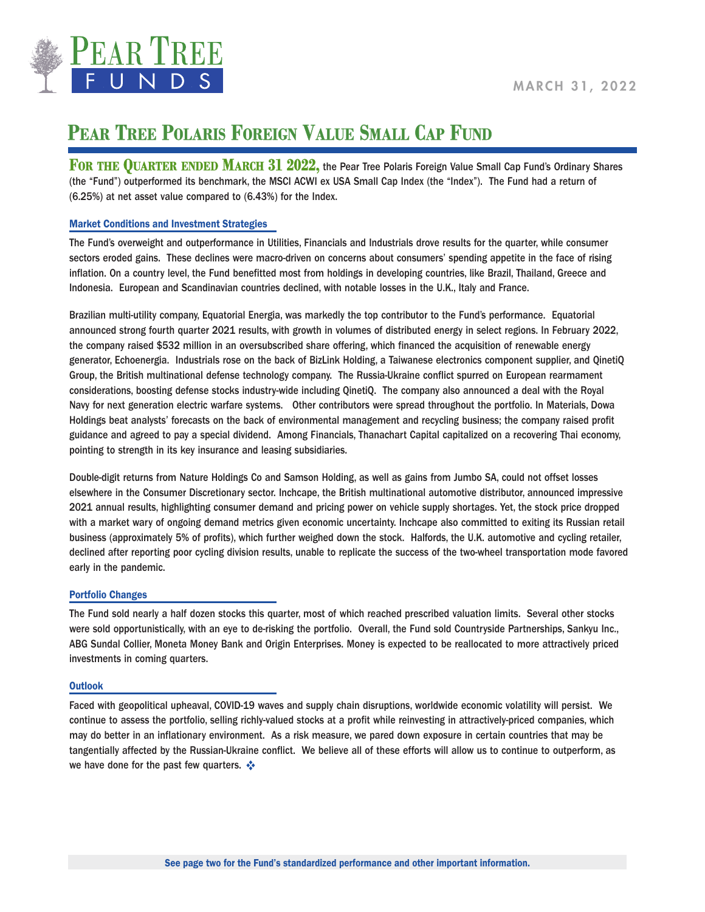# Pear Tree Funds

MARCH 31, 2022

# Pear Tree Polaris Foreign Value Small Cap Fund

**For the Quarter ended March 31 2022,** the Pear Tree Polaris Foreign Value Small Cap Fund's Ordinary Shares (the "Fund") outperformed its benchmark, the MSCI ACWI ex USA Small Cap Index (the "Index"). The Fund had a return of (6.25%) at net asset value compared to (6.43%) for the Index.

## Market Conditions and Investment Strategies

The Fund's overweight and outperformance in Utilities, Financials and Industrials drove results for the quarter, while consumer sectors eroded gains. These declines were macro-driven on concerns about consumers' spending appetite in the face of rising inflation. On a country level, the Fund benefitted most from holdings in developing countries, like Brazil, Thailand, Greece and Indonesia. European and Scandinavian countries declined, with notable losses in the U.K., Italy and France.

Brazilian multi-utility company, Equatorial Energia, was markedly the top contributor to the Fund's performance. Equatorial announced strong fourth quarter 2021 results, with growth in volumes of distributed energy in select regions. In February 2022, the company raised $532 million in an oversubscribed share offering, which financed the acquisition of renewable energy generator, Echoenergia. Industrials rose on the back of BizLink Holding, a Taiwanese electronics component supplier, and QinetiQ Group, the British multinational defense technology company. The Russia-Ukraine conflict spurred on European rearmament considerations, boosting defense stocks industry-wide including QinetiQ. The company also announced a deal with the Royal Navy for next generation electric warfare systems. Other contributors were spread throughout the portfolio. In Materials, Dowa Holdings beat analysts' forecasts on the back of environmental management and recycling business; the company raised profit guidance and agreed to pay a special dividend. Among Financials, Thanachart Capital capitalized on a recovering Thai economy, pointing to strength in its key insurance and leasing subsidiaries.

Double-digit returns from Nature Holdings Co and Samson Holding, as well as gains from Jumbo SA, could not offset losses elsewhere in the Consumer Discretionary sector. Inchcape, the British multinational automotive distributor, announced impressive 2021 annual results, highlighting consumer demand and pricing power on vehicle supply shortages. Yet, the stock price dropped with a market wary of ongoing demand metrics given economic uncertainty. Inchcape also committed to exiting its Russian retail business (approximately 5% of profits), which further weighed down the stock. Halfords, the U.K. automotive and cycling retailer, declined after reporting poor cycling division results, unable to replicate the success of the two-wheel transportation mode favored early in the pandemic.

## Portfolio Changes

The Fund sold nearly a half dozen stocks this quarter, most of which reached prescribed valuation limits. Several other stocks were sold opportunistically, with an eye to de-risking the portfolio. Overall, the Fund sold Countryside Partnerships, Sankyu Inc., ABG Sundal Collier, Moneta Money Bank and Origin Enterprises. Money is expected to be reallocated to more attractively priced investments in coming quarters.

## Outlook

Faced with geopolitical upheaval, COVID-19 waves and supply chain disruptions, worldwide economic volatility will persist. We continue to assess the portfolio, selling richly-valued stocks at a profit while reinvesting in attractively-priced companies, which may do better in an inflationary environment. As a risk measure, we pared down exposure in certain countries that may be tangentially affected by the Russian-Ukraine conflict. We believe all of these efforts will allow us to continue to outperform, as we have done for the past few quarters. ❖

**See page two for the Fund's standardized performance and other important information.**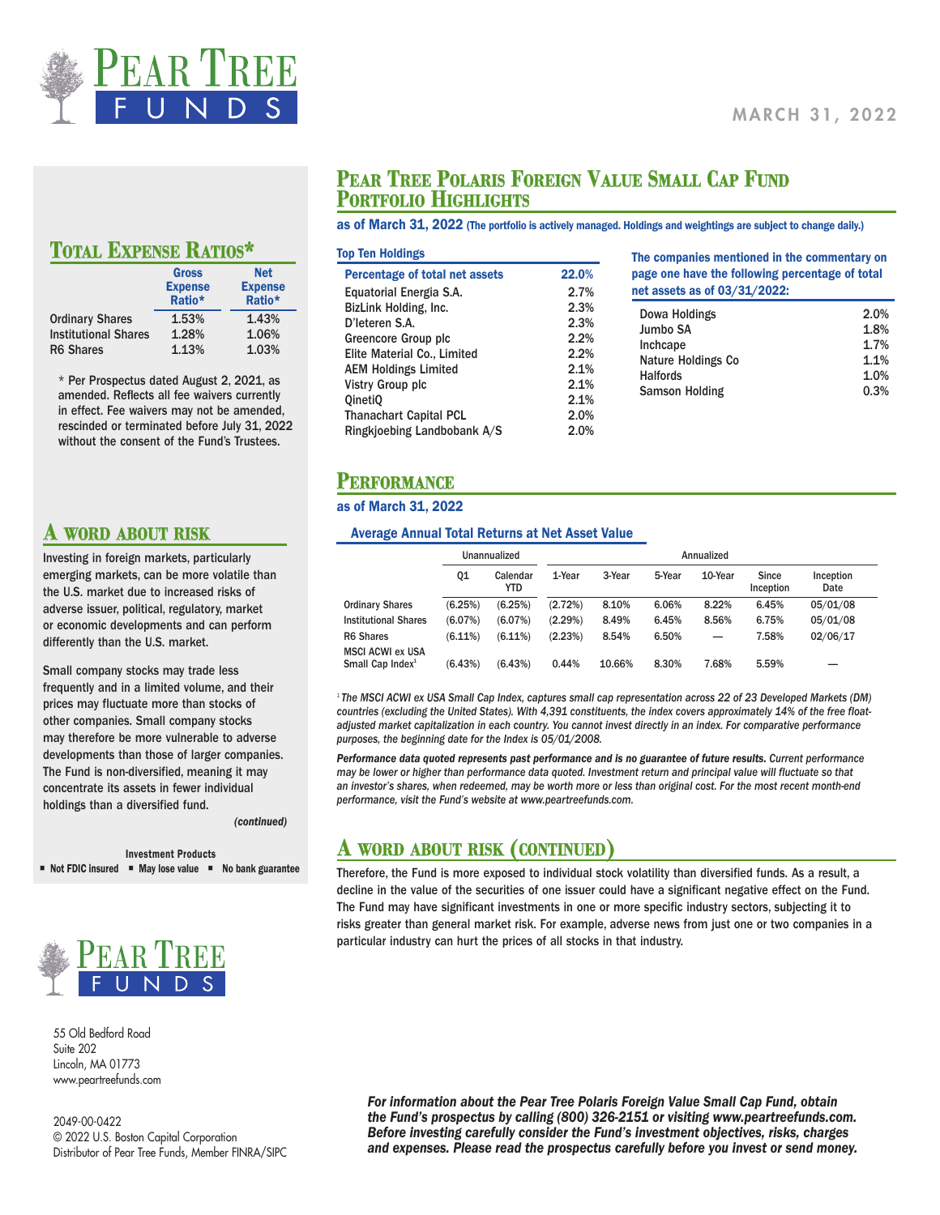# Pear Tree Funds

MARCH 31, 2022

## Total Expense Ratios*

| | Gross Expense Ratio* | Net Expense Ratio* |
|---|---|---|
| Ordinary Shares | 1.53% | 1.43% |
| Institutional Shares | 1.28% | 1.06% |
| R6 Shares | 1.13% | 1.03% |

* Per Prospectus dated August 2, 2021, as amended. Reflects all fee waivers currently in effect. Fee waivers may not be amended, rescinded or terminated before July 31, 2022 without the consent of the Fund's Trustees.

## A word about risk

Investing in foreign markets, particularly emerging markets, can be more volatile than the U.S. market due to increased risks of adverse issuer, political, regulatory, market or economic developments and can perform differently than the U.S. market.

Small company stocks may trade less frequently and in a limited volume, and their prices may fluctuate more than stocks of other companies. Small company stocks may therefore be more vulnerable to adverse developments than those of larger companies. The Fund is non-diversified, meaning it may concentrate its assets in fewer individual holdings than a diversified fund.

*(continued)*

**Investment Products**
▪ **Not FDIC insured** ▪ **May lose value** ▪ **No bank guarantee**

# Pear Tree Polaris Foreign Value Small Cap Fund Portfolio Highlights

**as of March 31, 2022** **(The portfolio is actively managed. Holdings and weightings are subject to change daily.)**

### Top Ten Holdings

| Percentage of total net assets | 22.0% |
|---|---|
| Equatorial Energia S.A. | 2.7% |
| BizLink Holding, Inc. | 2.3% |
| D'Ieteren S.A. | 2.3% |
| Greencore Group plc | 2.2% |
| Elite Material Co., Limited | 2.2% |
| AEM Holdings Limited | 2.1% |
| Vistry Group plc | 2.1% |
| QinetiQ | 2.1% |
| Thanachart Capital PCL | 2.0% |
| Ringkjoebing Landbobank A/S | 2.0% |

**The companies mentioned in the commentary on page one have the following percentage of total net assets as of 03/31/2022:**

| | |
|---|---|
| Dowa Holdings | 2.0% |
| Jumbo SA | 1.8% |
| Inchcape | 1.7% |
| Nature Holdings Co | 1.1% |
| Halfords | 1.0% |
| Samson Holding | 0.3% |

## Performance

**as of March 31, 2022**

### Average Annual Total Returns at Net Asset Value

| | Unannualized | | Annualized | | | | | |
|---|---|---|---|---|---|---|---|---|
| | Q1 | Calendar YTD | 1-Year | 3-Year | 5-Year | 10-Year | Since Inception | Inception Date |
| Ordinary Shares | (6.25%) | (6.25%) | (2.72%) | 8.10% | 6.06% | 8.22% | 6.45% | 05/01/08 |
| Institutional Shares | (6.07%) | (6.07%) | (2.29%) | 8.49% | 6.45% | 8.56% | 6.75% | 05/01/08 |
| R6 Shares | (6.11%) | (6.11%) | (2.23%) | 8.54% | 6.50% | — | 7.58% | 02/06/17 |
| MSCI ACWI ex USA Small Cap Index[1] | (6.43%) | (6.43%) | 0.44% | 10.66% | 8.30% | 7.68% | 5.59% | — |

[1] *The MSCI ACWI ex USA Small Cap Index, captures small cap representation across 22 of 23 Developed Markets (DM) countries (excluding the United States). With 4,391 constituents, the index covers approximately 14% of the free float-adjusted market capitalization in each country. You cannot invest directly in an index. For comparative performance purposes, the beginning date for the Index is 05/01/2008.*

***Performance data quoted represents past performance and is no guarantee of future results.*** *Current performance may be lower or higher than performance data quoted. Investment return and principal value will fluctuate so that an investor's shares, when redeemed, may be worth more or less than original cost. For the most recent month-end performance, visit the Fund's website at www.peartreefunds.com.*

## A word about risk (continued)

Therefore, the Fund is more exposed to individual stock volatility than diversified funds. As a result, a decline in the value of the securities of one issuer could have a significant negative effect on the Fund. The Fund may have significant investments in one or more specific industry sectors, subjecting it to risks greater than general market risk. For example, adverse news from just one or two companies in a particular industry can hurt the prices of all stocks in that industry.

Pear Tree Funds

55 Old Bedford Road
Suite 202
Lincoln, MA 01773
www.peartreefunds.com

2049-00-0422
© 2022 U.S. Boston Capital Corporation
Distributor of Pear Tree Funds, Member FINRA/SIPC

***For information about the Pear Tree Polaris Foreign Value Small Cap Fund, obtain the Fund's prospectus by calling (800) 326-2151 or visiting www.peartreefunds.com. Before investing carefully consider the Fund's investment objectives, risks, charges and expenses. Please read the prospectus carefully before you invest or send money.***